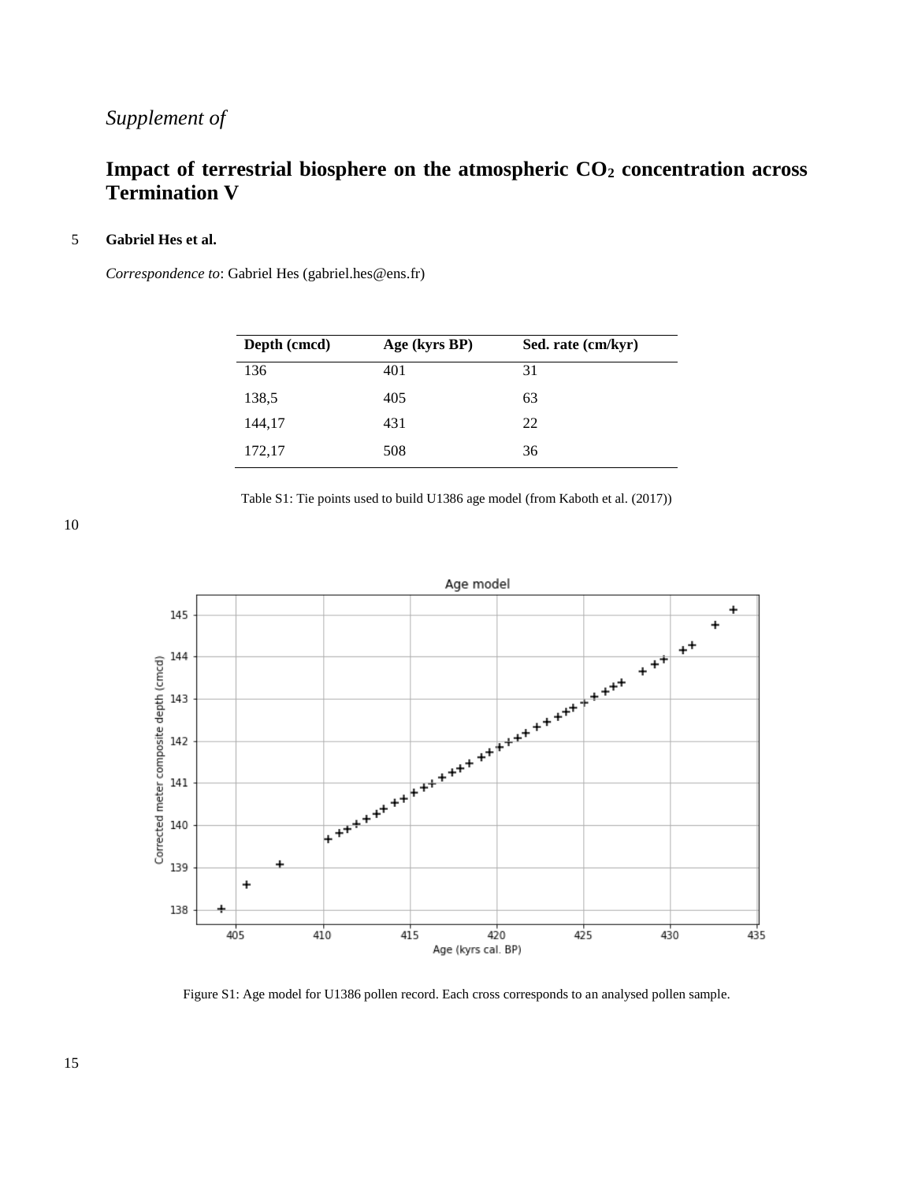*Supplement of*

# Impact of terrestrial biosphere on the atmospheric $CO_2$ concentration across Termination V

**Gabriel Hes et al.**

*Correspondence to*: Gabriel Hes (gabriel.hes@ens.fr)

| Depth (cmcd) | Age (kyrs BP) | Sed. rate (cm/kyr) |
|---|---|---|
| 136 | 401 | 31 |
| 138,5 | 405 | 63 |
| 144,17 | 431 | 22 |
| 172,17 | 508 | 36 |

Table S1: Tie points used to build U1386 age model (from Kaboth et al. (2017))

Figure S1: Age model for U1386 pollen record. Each cross corresponds to an analysed pollen sample.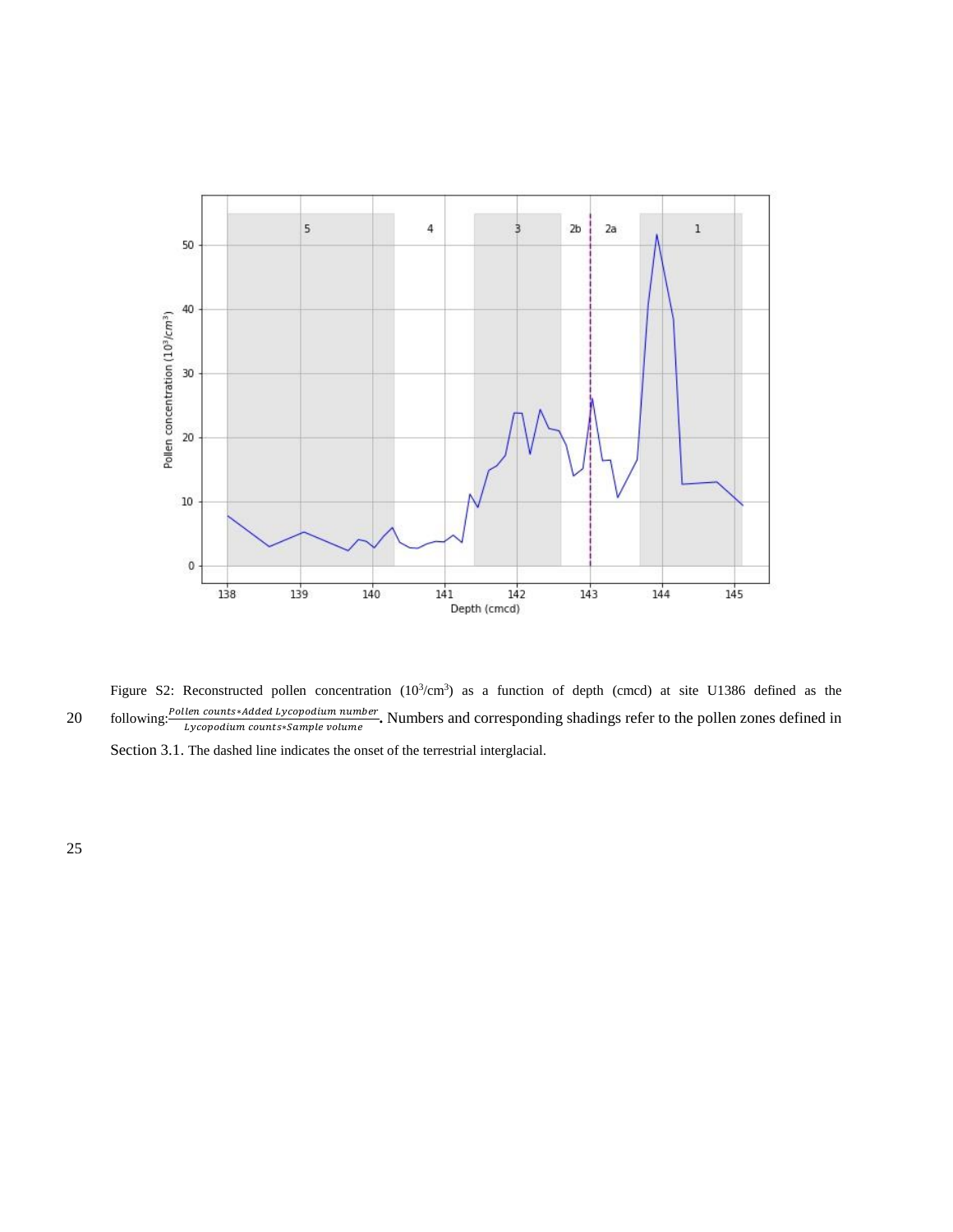Figure S2: Reconstructed pollen concentration ($10^3/cm^3$) as a function of depth (cmcd) at site U1386 defined as the following: $\frac{Pollen\ counts * Added\ Lycopodium\ number}{Lycopodium\ counts * Sample\ volume}$. Numbers and corresponding shadings refer to the pollen zones defined in Section 3.1. The dashed line indicates the onset of the terrestrial interglacial.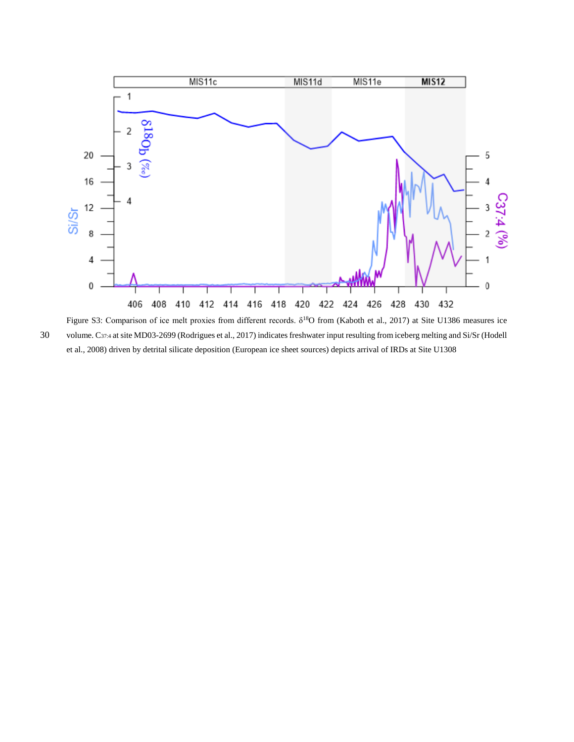Figure S3: Comparison of ice melt proxies from different records. $\delta^{18}O$ from (Kaboth et al., 2017) at Site U1386 measures ice volume. $C_{37:4}$ at site MD03-2699 (Rodrigues et al., 2017) indicates freshwater input resulting from iceberg melting and Si/Sr (Hodell et al., 2008) driven by detrital silicate deposition (European ice sheet sources) depicts arrival of IRDs at Site U1308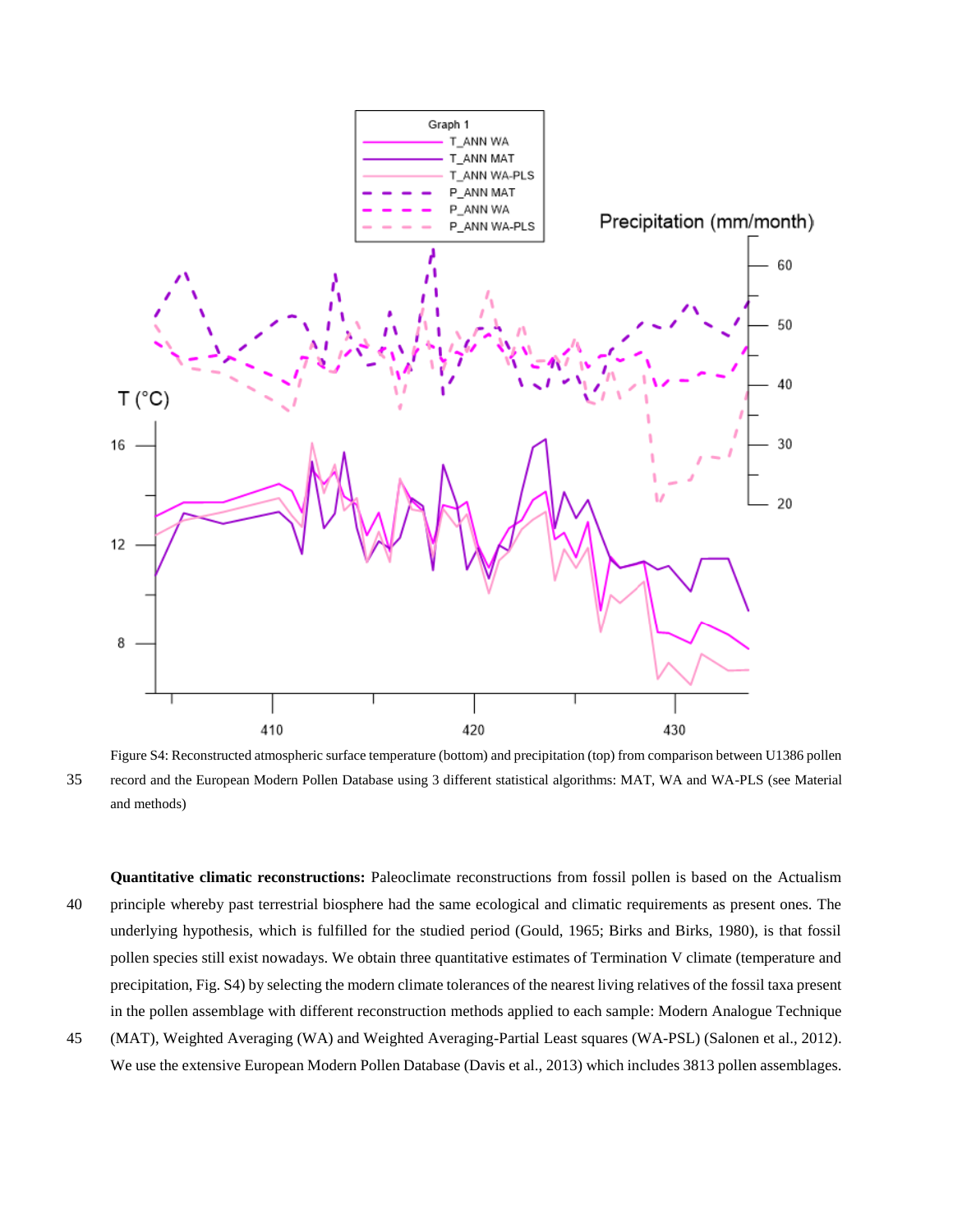Figure S4: Reconstructed atmospheric surface temperature (bottom) and precipitation (top) from comparison between U1386 pollen record and the European Modern Pollen Database using 3 different statistical algorithms: MAT, WA and WA-PLS (see Material and methods)

**Quantitative climatic reconstructions:** Paleoclimate reconstructions from fossil pollen is based on the Actualism principle whereby past terrestrial biosphere had the same ecological and climatic requirements as present ones. The underlying hypothesis, which is fulfilled for the studied period (Gould, 1965; Birks and Birks, 1980), is that fossil pollen species still exist nowadays. We obtain three quantitative estimates of Termination V climate (temperature and precipitation, Fig. S4) by selecting the modern climate tolerances of the nearest living relatives of the fossil taxa present in the pollen assemblage with different reconstruction methods applied to each sample: Modern Analogue Technique (MAT), Weighted Averaging (WA) and Weighted Averaging-Partial Least squares (WA-PSL) (Salonen et al., 2012). We use the extensive European Modern Pollen Database (Davis et al., 2013) which includes 3813 pollen assemblages.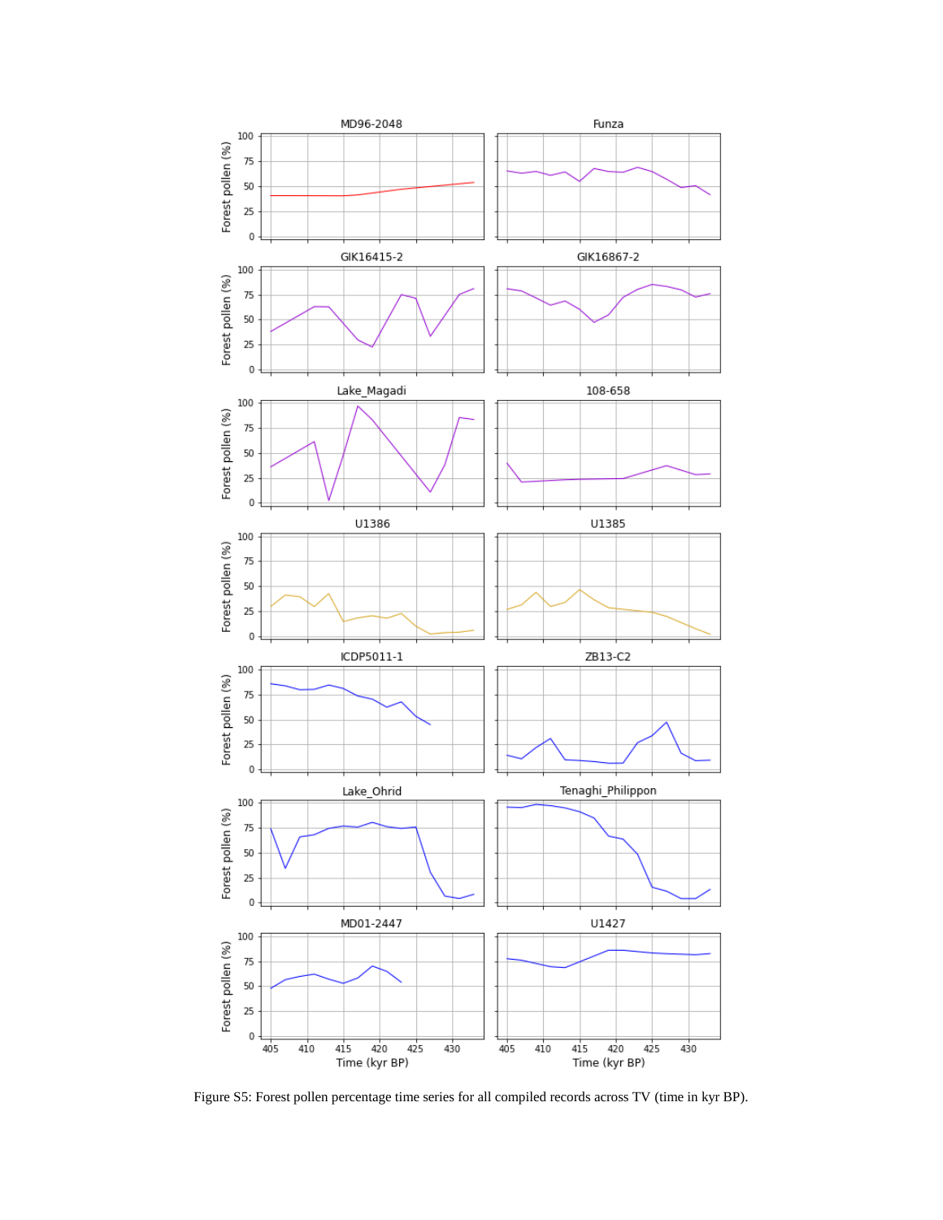Figure S5: Forest pollen percentage time series for all compiled records across TV (time in kyr BP).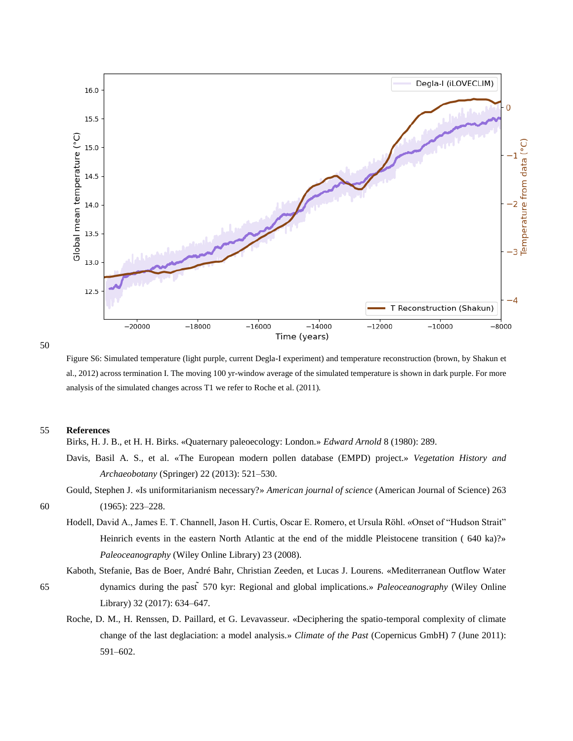Figure S6: Simulated temperature (light purple, current Degla-I experiment) and temperature reconstruction (brown, by Shakun et al., 2012) across termination I. The moving 100 yr-window average of the simulated temperature is shown in dark purple. For more analysis of the simulated changes across T1 we refer to Roche et al. (2011).

## References

Birks, H. J. B., et H. H. Birks. «Quaternary paleoecology: London.» *Edward Arnold* 8 (1980): 289.

Davis, Basil A. S., et al. «The European modern pollen database (EMPD) project.» *Vegetation History and Archaeobotany* (Springer) 22 (2013): 521–530.

Gould, Stephen J. «Is uniformitarianism necessary?» *American journal of science* (American Journal of Science) 263 (1965): 223–228.

Hodell, David A., James E. T. Channell, Jason H. Curtis, Oscar E. Romero, et Ursula Röhl. «Onset of "Hudson Strait" Heinrich events in the eastern North Atlantic at the end of the middle Pleistocene transition ( 640 ka)?» *Paleoceanography* (Wiley Online Library) 23 (2008).

Kaboth, Stefanie, Bas de Boer, André Bahr, Christian Zeeden, et Lucas J. Lourens. «Mediterranean Outflow Water dynamics during the past ̃ 570 kyr: Regional and global implications.» *Paleoceanography* (Wiley Online Library) 32 (2017): 634–647.

Roche, D. M., H. Renssen, D. Paillard, et G. Levavasseur. «Deciphering the spatio-temporal complexity of climate change of the last deglaciation: a model analysis.» *Climate of the Past* (Copernicus GmbH) 7 (June 2011): 591–602.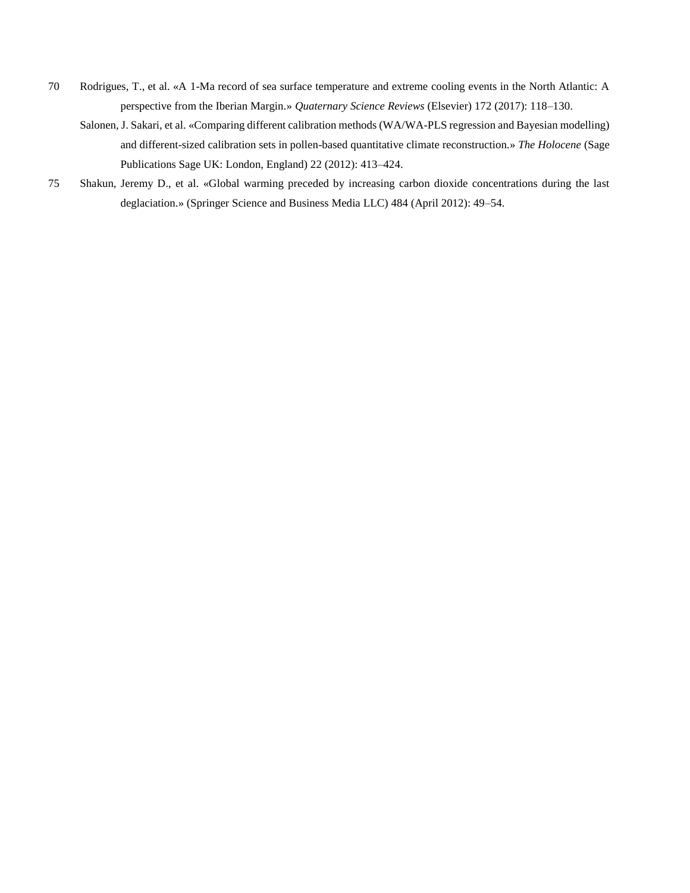Rodrigues, T., et al. «A 1-Ma record of sea surface temperature and extreme cooling events in the North Atlantic: A perspective from the Iberian Margin.» *Quaternary Science Reviews* (Elsevier) 172 (2017): 118–130.

Salonen, J. Sakari, et al. «Comparing different calibration methods (WA/WA-PLS regression and Bayesian modelling) and different-sized calibration sets in pollen-based quantitative climate reconstruction.» *The Holocene* (Sage Publications Sage UK: London, England) 22 (2012): 413–424.

Shakun, Jeremy D., et al. «Global warming preceded by increasing carbon dioxide concentrations during the last deglaciation.» (Springer Science and Business Media LLC) 484 (April 2012): 49–54.